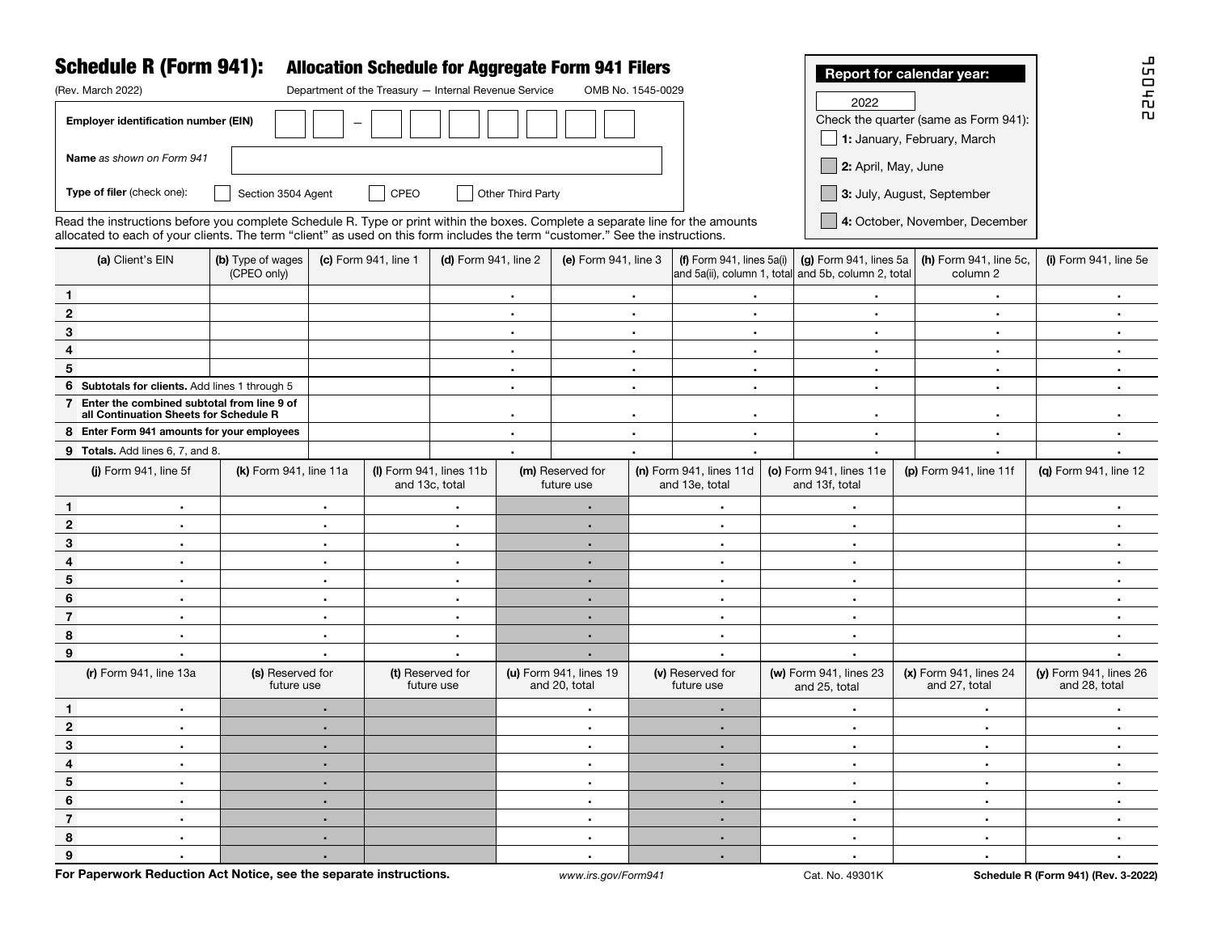# Schedule R (Form 941): Allocation Schedule for Aggregate Form 941 Filers

(Rev. March 2022) Department of the Treasury — Internal Revenue Service OMB No. 1545-0029

950422

**Report for calendar year:** 2022

Check the quarter (same as Form 941):
- ☐ **1:** January, February, March
- ☐ **2:** April, May, June
- ☐ **3:** July, August, September
- ☐ **4:** October, November, December

**Employer identification number (EIN)** ☐☐ – ☐☐☐☐☐☐☐

**Name** *as shown on Form 941* ______

**Type of filer** (check one): ☐ Section 3504 Agent ☐ CPEO ☐ Other Third Party

Read the instructions before you complete Schedule R. Type or print within the boxes. Complete a separate line for the amounts allocated to each of your clients. The term "client" as used on this form includes the term "customer." See the instructions.

| | (a) Client's EIN | (b) Type of wages (CPEO only) | (c) Form 941, line 1 | (d) Form 941, line 2 | (e) Form 941, line 3 | (f) Form 941, lines 5a(i) and 5a(ii), column 1, total | (g) Form 941, lines 5a and 5b, column 2, total | (h) Form 941, line 5c, column 2 | (i) Form 941, line 5e |
|---|---|---|---|---|---|---|---|---|---|
| 1 | | | | . | . | . | . | . | . |
| 2 | | | | . | . | . | . | . | . |
| 3 | | | | . | . | . | . | . | . |
| 4 | | | | . | . | . | . | . | . |
| 5 | | | | . | . | . | . | . | . |
| 6 | **Subtotals for clients.** Add lines 1 through 5 | | | . | . | . | . | . | . |
| 7 | **Enter the combined subtotal from line 9 of all Continuation Sheets for Schedule R** | | | . | . | . | . | . | . |
| 8 | **Enter Form 941 amounts for your employees** | | | . | . | . | . | . | . |
| 9 | **Totals.** Add lines 6, 7, and 8. | | | . | . | . | . | . | . |

| | (j) Form 941, line 5f | (k) Form 941, line 11a | (l) Form 941, lines 11b and 13c, total | (m) Reserved for future use | (n) Form 941, lines 11d and 13e, total | (o) Form 941, lines 11e and 13f, total | (p) Form 941, line 11f | (q) Form 941, line 12 |
|---|---|---|---|---|---|---|---|---|
| 1 | . | . | . | . | . | . | | . |
| 2 | . | . | . | . | . | . | | . |
| 3 | . | . | . | . | . | . | | . |
| 4 | . | . | . | . | . | . | | . |
| 5 | . | . | . | . | . | . | | . |
| 6 | . | . | . | . | . | . | | . |
| 7 | . | . | . | . | . | . | | . |
| 8 | . | . | . | . | . | . | | . |
| 9 | . | . | . | . | . | . | | . |

| | (r) Form 941, line 13a | (s) Reserved for future use | (t) Reserved for future use | (u) Form 941, lines 19 and 20, total | (v) Reserved for future use | (w) Form 941, lines 23 and 25, total | (x) Form 941, lines 24 and 27, total | (y) Form 941, lines 26 and 28, total |
|---|---|---|---|---|---|---|---|---|
| 1 | . | . | | . | . | . | . | . |
| 2 | . | . | | . | . | . | . | . |
| 3 | . | . | | . | . | . | . | . |
| 4 | . | . | | . | . | . | . | . |
| 5 | . | . | | . | . | . | . | . |
| 6 | . | . | | . | . | . | . | . |
| 7 | . | . | | . | . | . | . | . |
| 8 | . | . | | . | . | . | . | . |
| 9 | . | . | | . | . | . | . | . |

**For Paperwork Reduction Act Notice, see the separate instructions.** www.irs.gov/Form941 Cat. No. 49301K **Schedule R (Form 941) (Rev. 3-2022)**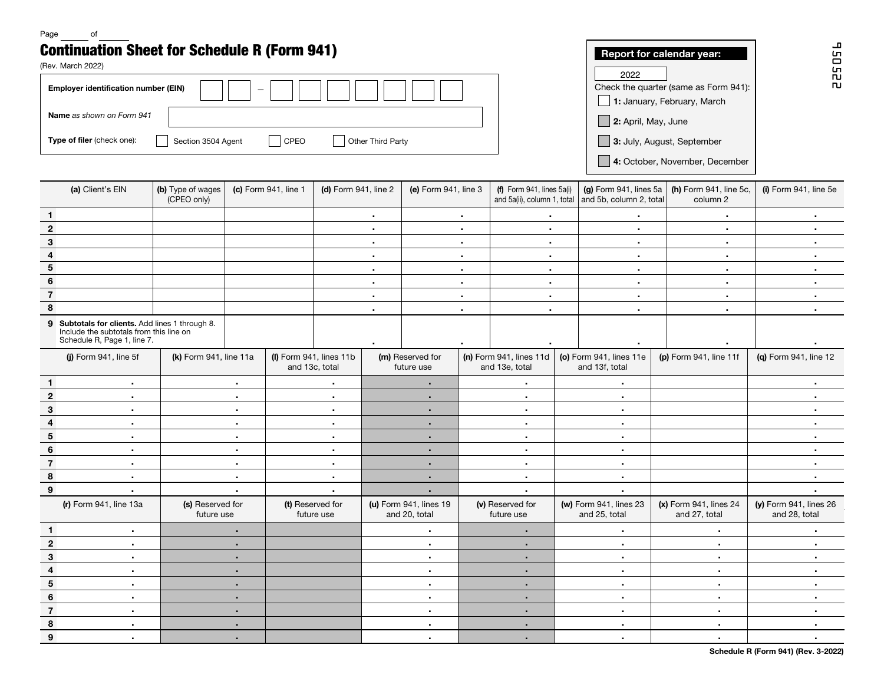Page ______ of ______

# Continuation Sheet for Schedule R (Form 941)

(Rev. March 2022)

950522

**Employer identification number (EIN)** [ ][ ] – [ ][ ][ ][ ][ ][ ][ ]

**Name** *as shown on Form 941* ____________________

**Type of filer** (check one): ☐ Section 3504 Agent ☐ CPEO ☐ Other Third Party

**Report for calendar year:** 2022

Check the quarter (same as Form 941):

☐ **1:** January, February, March

☐ **2:** April, May, June

☐ **3:** July, August, September

☐ **4:** October, November, December

| | (a) Client's EIN | (b) Type of wages (CPEO only) | (c) Form 941, line 1 | (d) Form 941, line 2 | (e) Form 941, line 3 | (f) Form 941, lines 5a(i) and 5a(ii), column 1, total | (g) Form 941, lines 5a and 5b, column 2, total | (h) Form 941, line 5c, column 2 | (i) Form 941, line 5e |
|---|---|---|---|---|---|---|---|---|---|
| 1 | | | | . | . | . | . | . | . |
| 2 | | | | . | . | . | . | . | . |
| 3 | | | | . | . | . | . | . | . |
| 4 | | | | . | . | . | . | . | . |
| 5 | | | | . | . | . | . | . | . |
| 6 | | | | . | . | . | . | . | . |
| 7 | | | | . | . | . | . | . | . |
| 8 | | | | . | . | . | . | . | . |
| 9 | **Subtotals for clients.** Add lines 1 through 8. Include the subtotals from this line on Schedule R, Page 1, line 7. | | | . | . | . | . | . | . |

| | (j) Form 941, line 5f | (k) Form 941, line 11a | (l) Form 941, lines 11b and 13c, total | (m) Reserved for future use | (n) Form 941, lines 11d and 13e, total | (o) Form 941, lines 11e and 13f, total | (p) Form 941, line 11f | (q) Form 941, line 12 |
|---|---|---|---|---|---|---|---|---|
| 1 | . | . | . | . | . | . | | . |
| 2 | . | . | . | . | . | . | | . |
| 3 | . | . | . | . | . | . | | . |
| 4 | . | . | . | . | . | . | | . |
| 5 | . | . | . | . | . | . | | . |
| 6 | . | . | . | . | . | . | | . |
| 7 | . | . | . | . | . | . | | . |
| 8 | . | . | . | . | . | . | | . |
| 9 | . | . | . | . | . | . | | . |

| | (r) Form 941, line 13a | (s) Reserved for future use | (t) Reserved for future use | (u) Form 941, lines 19 and 20, total | (v) Reserved for future use | (w) Form 941, lines 23 and 25, total | (x) Form 941, lines 24 and 27, total | (y) Form 941, lines 26 and 28, total |
|---|---|---|---|---|---|---|---|---|
| 1 | . | . | | . | . | . | . | . |
| 2 | . | . | | . | . | . | . | . |
| 3 | . | . | | . | . | . | . | . |
| 4 | . | . | | . | . | . | . | . |
| 5 | . | . | | . | . | . | . | . |
| 6 | . | . | | . | . | . | . | . |
| 7 | . | . | | . | . | . | . | . |
| 8 | . | . | | . | . | . | . | . |
| 9 | . | . | | . | . | . | . | . |

Schedule R (Form 941) (Rev. 3-2022)